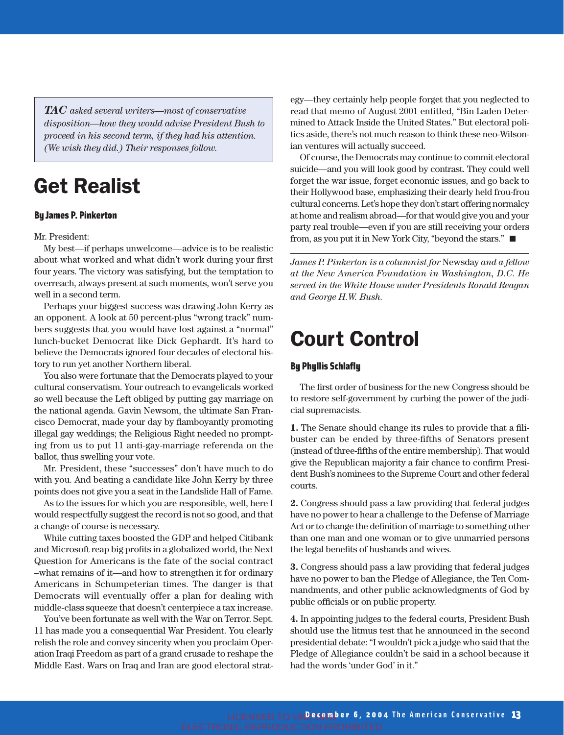*TAC asked several writers—most of conservative disposition—how they would advise President Bush to proceed in his second term, if they had his attention. (We wish they did.) Their responses follow.*

# Get Realist

**By James P. Pinkerton**

Mr. President:

My best—if perhaps unwelcome—advice is to be realistic about what worked and what didn't work during your first four years. The victory was satisfying, but the temptation to overreach, always present at such moments, won't serve you well in a second term.

Perhaps your biggest success was drawing John Kerry as an opponent. A look at 50 percent-plus "wrong track" numbers suggests that you would have lost against a "normal" lunch-bucket Democrat like Dick Gephardt. It's hard to believe the Democrats ignored four decades of electoral history to run yet another Northern liberal.

You also were fortunate that the Democrats played to your cultural conservatism. Your outreach to evangelicals worked so well because the Left obliged by putting gay marriage on the national agenda. Gavin Newsom, the ultimate San Francisco Democrat, made your day by flamboyantly promoting illegal gay weddings; the Religious Right needed no prompting from us to put 11 anti-gay-marriage referenda on the ballot, thus swelling your vote.

Mr. President, these "successes" don't have much to do with you. And beating a candidate like John Kerry by three points does not give you a seat in the Landslide Hall of Fame.

As to the issues for which you are responsible, well, here I would respectfully suggest the record is not so good, and that a change of course is necessary.

While cutting taxes boosted the GDP and helped Citibank and Microsoft reap big profits in a globalized world, the Next Question for Americans is the fate of the social contract –what remains of it—and how to strengthen it for ordinary Americans in Schumpeterian times. The danger is that Democrats will eventually offer a plan for dealing with middle-class squeeze that doesn't centerpiece a tax increase.

You've been fortunate as well with the War on Terror. Sept. 11 has made you a consequential War President. You clearly relish the role and convey sincerity when you proclaim Operation Iraqi Freedom as part of a grand crusade to reshape the Middle East. Wars on Iraq and Iran are good electoral strategy—they certainly help people forget that you neglected to read that memo of August 2001 entitled, "Bin Laden Determined to Attack Inside the United States." But electoral politics aside, there's not much reason to think these neo-Wilsonian ventures will actually succeed.

Of course, the Democrats may continue to commit electoral suicide—and you will look good by contrast. They could well forget the war issue, forget economic issues, and go back to their Hollywood base, emphasizing their dearly held frou-frou cultural concerns. Let's hope they don't start offering normalcy at home and realism abroad—for that would give you and your party real trouble—even if you are still receiving your orders from, as you put it in New York City, "beyond the stars." ■

*James P. Pinkerton is a columnist for* Newsday *and a fellow at the New America Foundation in Washington, D.C. He served in the White House under Presidents Ronald Reagan and George H.W. Bush.*

# Court Control

**By Phyllis Schlafly**

The first order of business for the new Congress should be to restore self-government by curbing the power of the judicial supremacists.

**1.** The Senate should change its rules to provide that a filibuster can be ended by three-fifths of Senators present (instead of three-fifths of the entire membership). That would give the Republican majority a fair chance to confirm President Bush's nominees to the Supreme Court and other federal courts.

**2.** Congress should pass a law providing that federal judges have no power to hear a challenge to the Defense of Marriage Act or to change the definition of marriage to something other than one man and one woman or to give unmarried persons the legal benefits of husbands and wives.

**3.** Congress should pass a law providing that federal judges have no power to ban the Pledge of Allegiance, the Ten Commandments, and other public acknowledgments of God by public officials or on public property.

**4.** In appointing judges to the federal courts, President Bush should use the litmus test that he announced in the second presidential debate: "I wouldn't pick a judge who said that the Pledge of Allegiance couldn't be said in a school because it had the words 'under God' in it."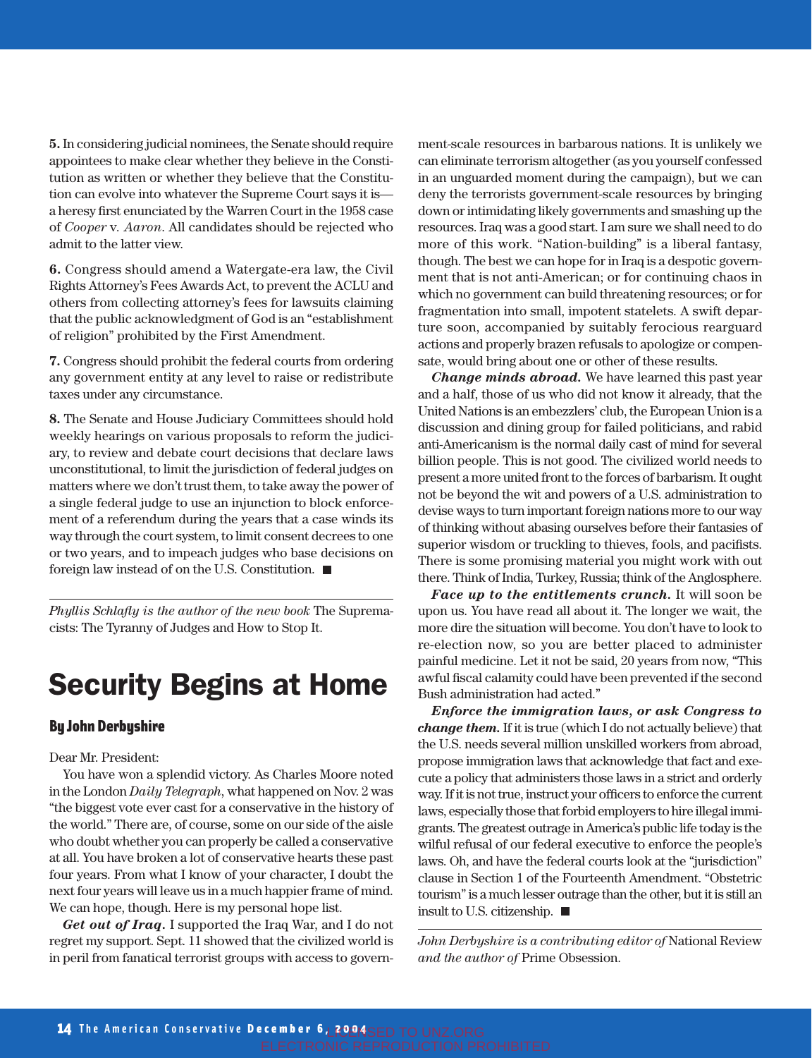**5.** In considering judicial nominees, the Senate should require appointees to make clear whether they believe in the Constitution as written or whether they believe that the Constitution can evolve into whatever the Supreme Court says it is—a heresy first enunciated by the Warren Court in the 1958 case of *Cooper* v. *Aaron*. All candidates should be rejected who admit to the latter view.

**6.** Congress should amend a Watergate-era law, the Civil Rights Attorney's Fees Awards Act, to prevent the ACLU and others from collecting attorney's fees for lawsuits claiming that the public acknowledgment of God is an "establishment of religion" prohibited by the First Amendment.

**7.** Congress should prohibit the federal courts from ordering any government entity at any level to raise or redistribute taxes under any circumstance.

**8.** The Senate and House Judiciary Committees should hold weekly hearings on various proposals to reform the judiciary, to review and debate court decisions that declare laws unconstitutional, to limit the jurisdiction of federal judges on matters where we don't trust them, to take away the power of a single federal judge to use an injunction to block enforcement of a referendum during the years that a case winds its way through the court system, to limit consent decrees to one or two years, and to impeach judges who base decisions on foreign law instead of on the U.S. Constitution. ■

---

*Phyllis Schlafly is the author of the new book* The Supremacists: The Tyranny of Judges and How to Stop It.

# Security Begins at Home

**By John Derbyshire**

Dear Mr. President:

You have won a splendid victory. As Charles Moore noted in the London *Daily Telegraph*, what happened on Nov. 2 was "the biggest vote ever cast for a conservative in the history of the world." There are, of course, some on our side of the aisle who doubt whether you can properly be called a conservative at all. You have broken a lot of conservative hearts these past four years. From what I know of your character, I doubt the next four years will leave us in a much happier frame of mind. We can hope, though. Here is my personal hope list.

***Get out of Iraq.*** I supported the Iraq War, and I do not regret my support. Sept. 11 showed that the civilized world is in peril from fanatical terrorist groups with access to government-scale resources in barbarous nations. It is unlikely we can eliminate terrorism altogether (as you yourself confessed in an unguarded moment during the campaign), but we can deny the terrorists government-scale resources by bringing down or intimidating likely governments and smashing up the resources. Iraq was a good start. I am sure we shall need to do more of this work. "Nation-building" is a liberal fantasy, though. The best we can hope for in Iraq is a despotic government that is not anti-American; or for continuing chaos in which no government can build threatening resources; or for fragmentation into small, impotent statelets. A swift departure soon, accompanied by suitably ferocious rearguard actions and properly brazen refusals to apologize or compensate, would bring about one or other of these results.

***Change minds abroad.*** We have learned this past year and a half, those of us who did not know it already, that the United Nations is an embezzlers' club, the European Union is a discussion and dining group for failed politicians, and rabid anti-Americanism is the normal daily cast of mind for several billion people. This is not good. The civilized world needs to present a more united front to the forces of barbarism. It ought not be beyond the wit and powers of a U.S. administration to devise ways to turn important foreign nations more to our way of thinking without abasing ourselves before their fantasies of superior wisdom or truckling to thieves, fools, and pacifists. There is some promising material you might work with out there. Think of India, Turkey, Russia; think of the Anglosphere.

***Face up to the entitlements crunch.*** It will soon be upon us. You have read all about it. The longer we wait, the more dire the situation will become. You don't have to look to re-election now, so you are better placed to administer painful medicine. Let it not be said, 20 years from now, "This awful fiscal calamity could have been prevented if the second Bush administration had acted."

***Enforce the immigration laws, or ask Congress to change them.*** If it is true (which I do not actually believe) that the U.S. needs several million unskilled workers from abroad, propose immigration laws that acknowledge that fact and execute a policy that administers those laws in a strict and orderly way. If it is not true, instruct your officers to enforce the current laws, especially those that forbid employers to hire illegal immigrants. The greatest outrage in America's public life today is the wilful refusal of our federal executive to enforce the people's laws. Oh, and have the federal courts look at the "jurisdiction" clause in Section 1 of the Fourteenth Amendment. "Obstetric tourism" is a much lesser outrage than the other, but it is still an insult to U.S. citizenship. ■

---

*John Derbyshire is a contributing editor of* National Review *and the author of* Prime Obsession.